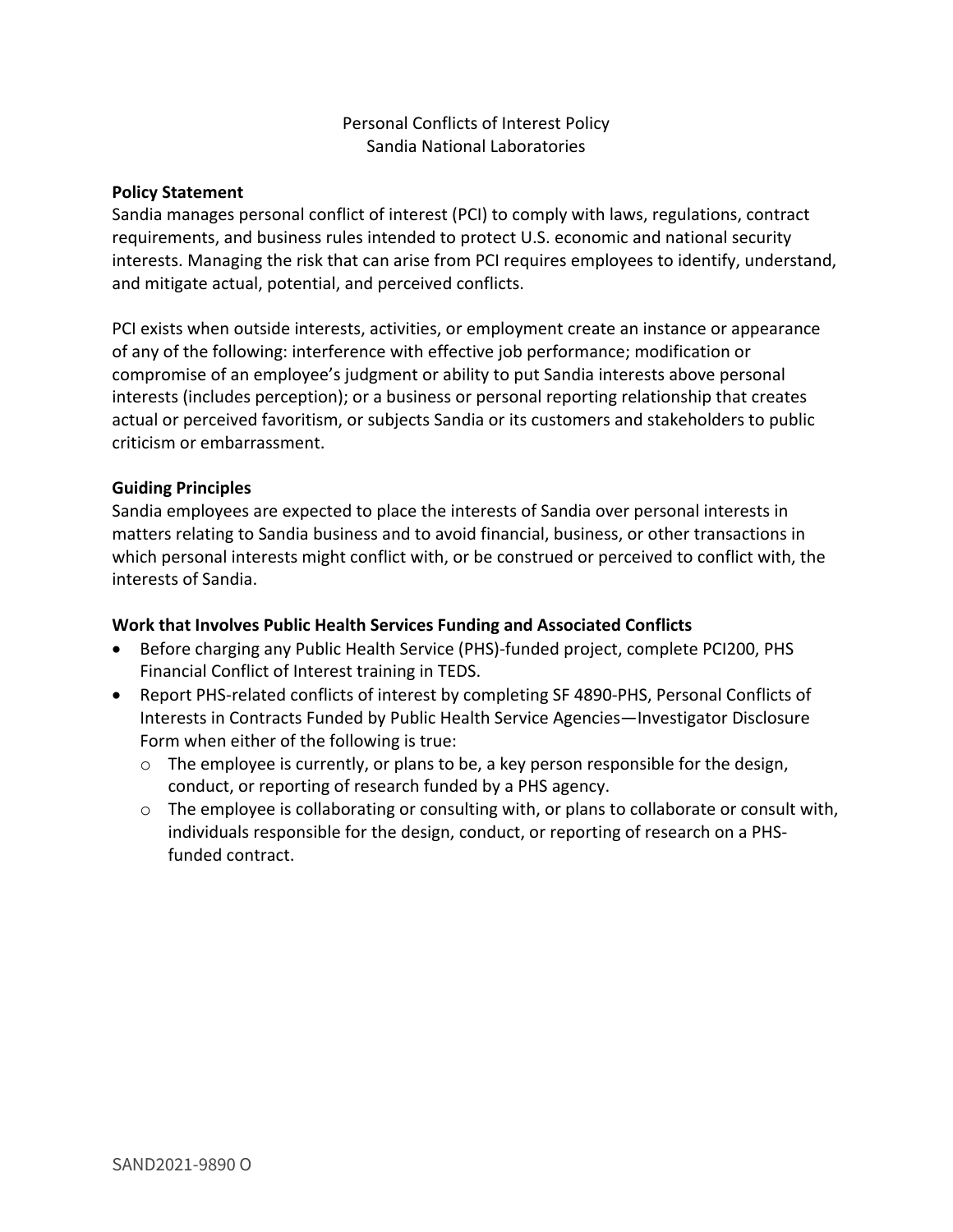# Personal Conflicts of Interest Policy
Sandia National Laboratories

## Policy Statement

Sandia manages personal conflict of interest (PCI) to comply with laws, regulations, contract requirements, and business rules intended to protect U.S. economic and national security interests. Managing the risk that can arise from PCI requires employees to identify, understand, and mitigate actual, potential, and perceived conflicts.

PCI exists when outside interests, activities, or employment create an instance or appearance of any of the following: interference with effective job performance; modification or compromise of an employee's judgment or ability to put Sandia interests above personal interests (includes perception); or a business or personal reporting relationship that creates actual or perceived favoritism, or subjects Sandia or its customers and stakeholders to public criticism or embarrassment.

## Guiding Principles

Sandia employees are expected to place the interests of Sandia over personal interests in matters relating to Sandia business and to avoid financial, business, or other transactions in which personal interests might conflict with, or be construed or perceived to conflict with, the interests of Sandia.

## Work that Involves Public Health Services Funding and Associated Conflicts

- Before charging any Public Health Service (PHS)-funded project, complete PCI200, PHS Financial Conflict of Interest training in TEDS.
- Report PHS-related conflicts of interest by completing SF 4890-PHS, Personal Conflicts of Interests in Contracts Funded by Public Health Service Agencies—Investigator Disclosure Form when either of the following is true:
  - The employee is currently, or plans to be, a key person responsible for the design, conduct, or reporting of research funded by a PHS agency.
  - The employee is collaborating or consulting with, or plans to collaborate or consult with, individuals responsible for the design, conduct, or reporting of research on a PHS-funded contract.

SAND2021-9890 O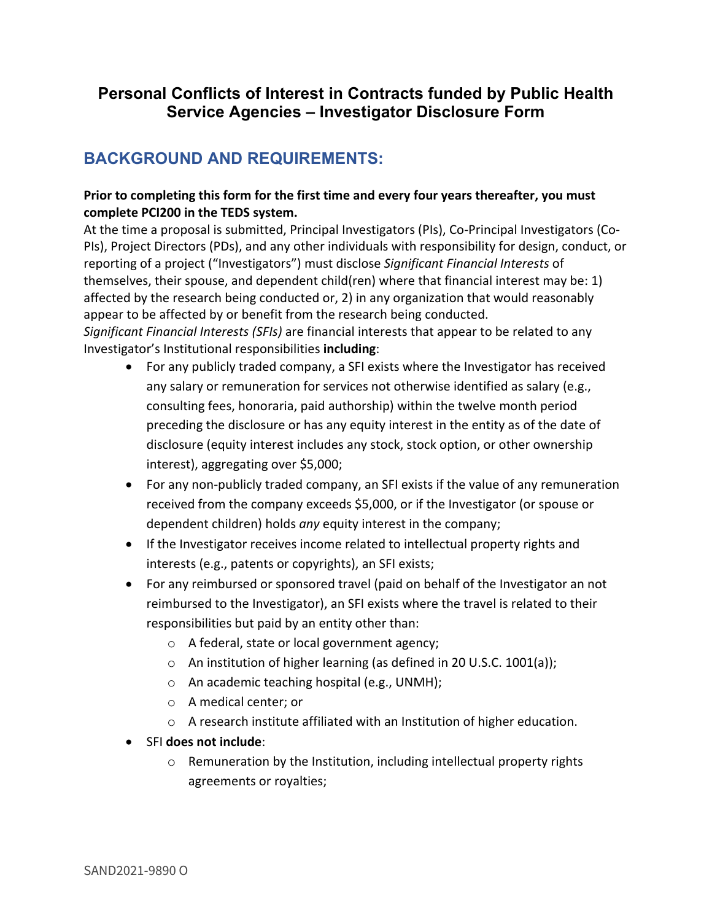# Personal Conflicts of Interest in Contracts funded by Public Health Service Agencies – Investigator Disclosure Form

## BACKGROUND AND REQUIREMENTS:

**Prior to completing this form for the first time and every four years thereafter, you must complete PCI200 in the TEDS system.**

At the time a proposal is submitted, Principal Investigators (PIs), Co-Principal Investigators (Co-PIs), Project Directors (PDs), and any other individuals with responsibility for design, conduct, or reporting of a project ("Investigators") must disclose *Significant Financial Interests* of themselves, their spouse, and dependent child(ren) where that financial interest may be: 1) affected by the research being conducted or, 2) in any organization that would reasonably appear to be affected by or benefit from the research being conducted.

*Significant Financial Interests (SFIs)* are financial interests that appear to be related to any Investigator's Institutional responsibilities **including**:

- For any publicly traded company, a SFI exists where the Investigator has received any salary or remuneration for services not otherwise identified as salary (e.g., consulting fees, honoraria, paid authorship) within the twelve month period preceding the disclosure or has any equity interest in the entity as of the date of disclosure (equity interest includes any stock, stock option, or other ownership interest), aggregating over $5,000;
- For any non-publicly traded company, an SFI exists if the value of any remuneration received from the company exceeds $5,000, or if the Investigator (or spouse or dependent children) holds *any* equity interest in the company;
- If the Investigator receives income related to intellectual property rights and interests (e.g., patents or copyrights), an SFI exists;
- For any reimbursed or sponsored travel (paid on behalf of the Investigator an not reimbursed to the Investigator), an SFI exists where the travel is related to their responsibilities but paid by an entity other than:
  - A federal, state or local government agency;
  - An institution of higher learning (as defined in 20 U.S.C. 1001(a));
  - An academic teaching hospital (e.g., UNMH);
  - A medical center; or
  - A research institute affiliated with an Institution of higher education.
- SFI **does not include**:
  - Remuneration by the Institution, including intellectual property rights agreements or royalties;

SAND2021-9890 O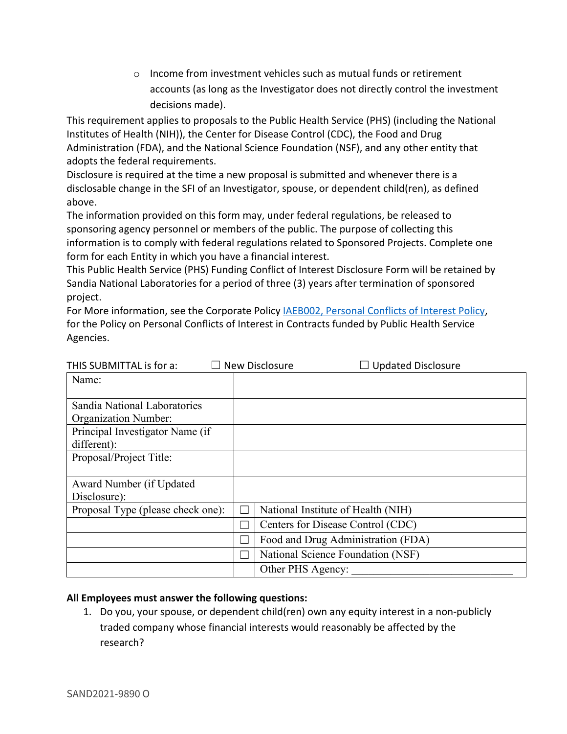- Income from investment vehicles such as mutual funds or retirement accounts (as long as the Investigator does not directly control the investment decisions made).

This requirement applies to proposals to the Public Health Service (PHS) (including the National Institutes of Health (NIH)), the Center for Disease Control (CDC), the Food and Drug Administration (FDA), and the National Science Foundation (NSF), and any other entity that adopts the federal requirements.

Disclosure is required at the time a new proposal is submitted and whenever there is a disclosable change in the SFI of an Investigator, spouse, or dependent child(ren), as defined above.

The information provided on this form may, under federal regulations, be released to sponsoring agency personnel or members of the public. The purpose of collecting this information is to comply with federal regulations related to Sponsored Projects. Complete one form for each Entity in which you have a financial interest.

This Public Health Service (PHS) Funding Conflict of Interest Disclosure Form will be retained by Sandia National Laboratories for a period of three (3) years after termination of sponsored project.

For More information, see the Corporate Policy IAEB002, Personal Conflicts of Interest Policy, for the Policy on Personal Conflicts of Interest in Contracts funded by Public Health Service Agencies.

THIS SUBMITTAL is for a: ☐ New Disclosure ☐ Updated Disclosure

| | | |
|---|---|---|
| Name: | | |
| Sandia National Laboratories Organization Number: | | |
| Principal Investigator Name (if different): | | |
| Proposal/Project Title: | | |
| Award Number (if Updated Disclosure): | | |
| Proposal Type (please check one): | ☐ | National Institute of Health (NIH) |
| | ☐ | Centers for Disease Control (CDC) |
| | ☐ | Food and Drug Administration (FDA) |
| | ☐ | National Science Foundation (NSF) |
| | | Other PHS Agency: ____________________________ |

**All Employees must answer the following questions:**

1. Do you, your spouse, or dependent child(ren) own any equity interest in a non-publicly traded company whose financial interests would reasonably be affected by the research?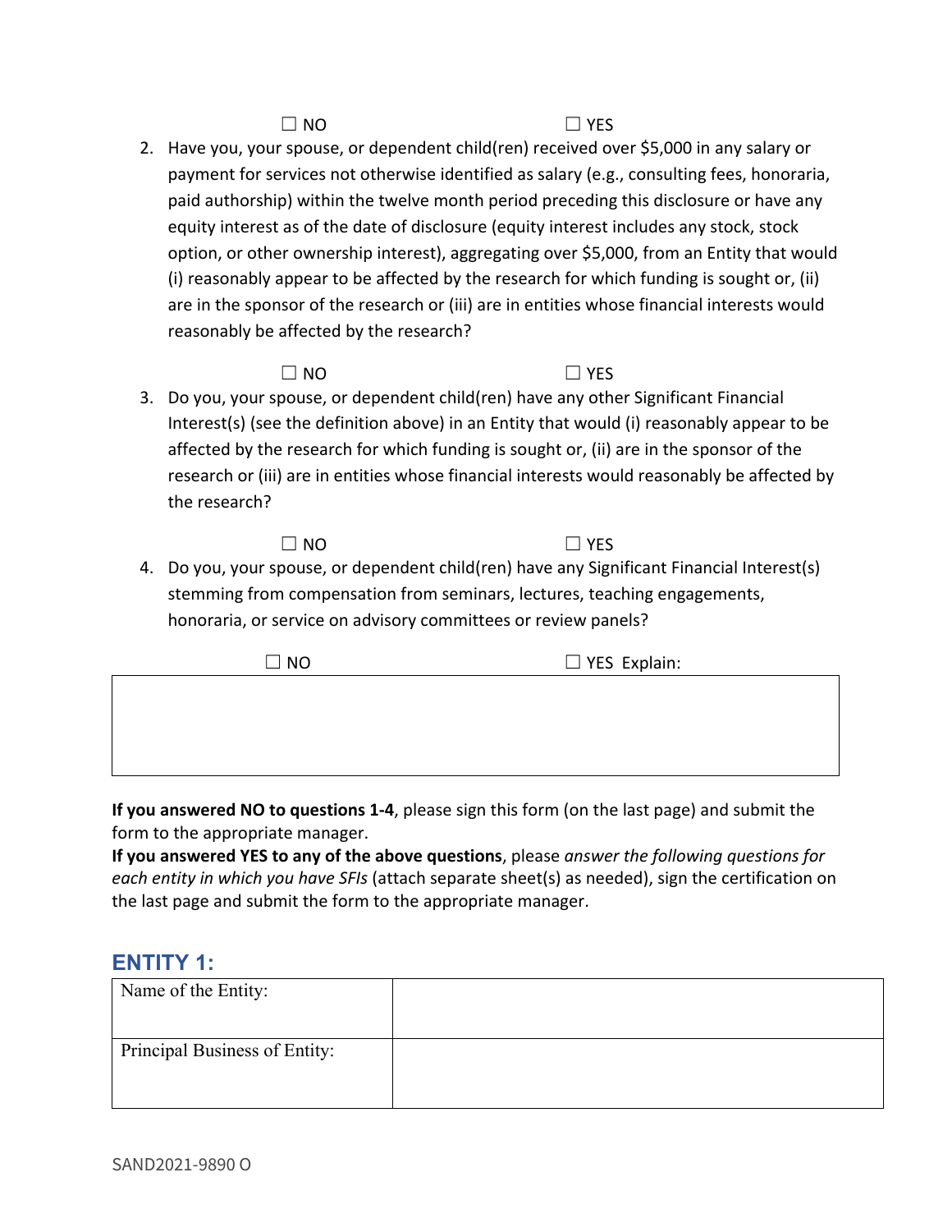☐ NO ☐ YES

2. Have you, your spouse, or dependent child(ren) received over $5,000 in any salary or payment for services not otherwise identified as salary (e.g., consulting fees, honoraria, paid authorship) within the twelve month period preceding this disclosure or have any equity interest as of the date of disclosure (equity interest includes any stock, stock option, or other ownership interest), aggregating over $5,000, from an Entity that would (i) reasonably appear to be affected by the research for which funding is sought or, (ii) are in the sponsor of the research or (iii) are in entities whose financial interests would reasonably be affected by the research?

   ☐ NO ☐ YES

3. Do you, your spouse, or dependent child(ren) have any other Significant Financial Interest(s) (see the definition above) in an Entity that would (i) reasonably appear to be affected by the research for which funding is sought or, (ii) are in the sponsor of the research or (iii) are in entities whose financial interests would reasonably be affected by the research?

   ☐ NO ☐ YES

4. Do you, your spouse, or dependent child(ren) have any Significant Financial Interest(s) stemming from compensation from seminars, lectures, teaching engagements, honoraria, or service on advisory committees or review panels?

   ☐ NO ☐ YES Explain:

| |
|---|
| |

**If you answered NO to questions 1-4**, please sign this form (on the last page) and submit the form to the appropriate manager.

**If you answered YES to any of the above questions**, please *answer the following questions for each entity in which you have SFIs* (attach separate sheet(s) as needed), sign the certification on the last page and submit the form to the appropriate manager.

## ENTITY 1:

| Name of the Entity: | |
|---|---|
| Principal Business of Entity: | |

SAND2021-9890 O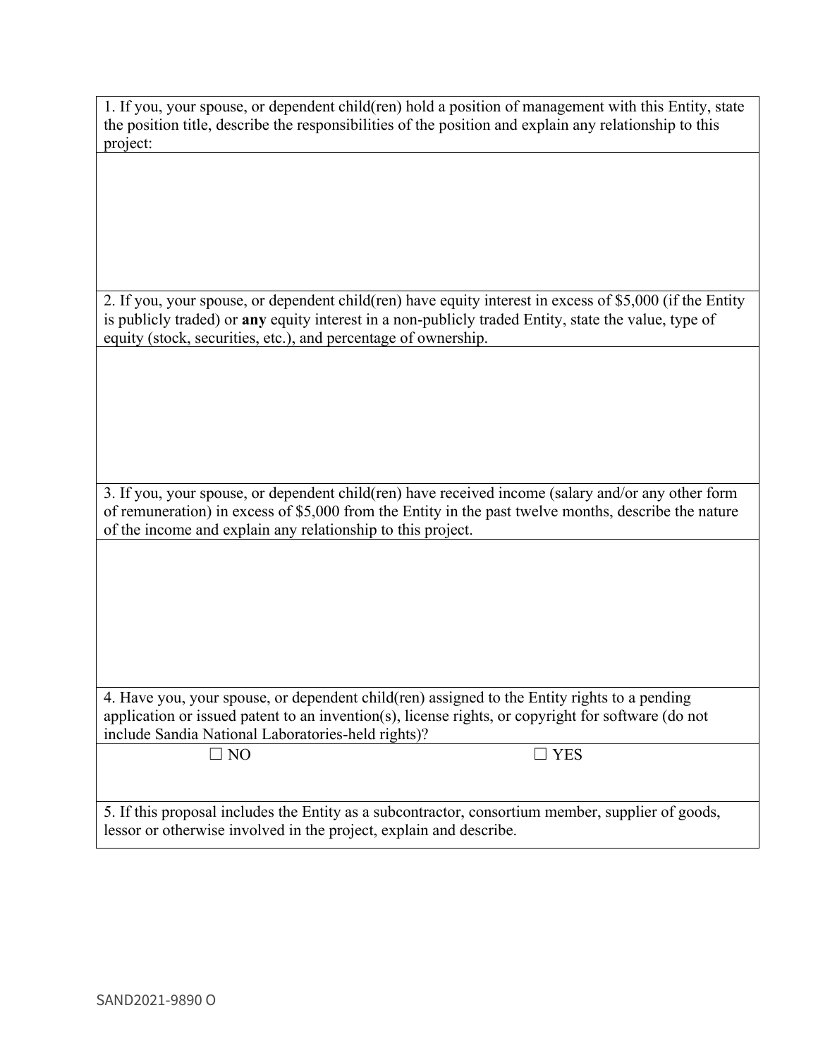| 1. If you, your spouse, or dependent child(ren) hold a position of management with this Entity, state the position title, describe the responsibilities of the position and explain any relationship to this project: | |
|---|---|
| | |
| 2. If you, your spouse, or dependent child(ren) have equity interest in excess of $5,000 (if the Entity is publicly traded) or **any** equity interest in a non-publicly traded Entity, state the value, type of equity (stock, securities, etc.), and percentage of ownership. | |
| | |
| 3. If you, your spouse, or dependent child(ren) have received income (salary and/or any other form of remuneration) in excess of $5,000 from the Entity in the past twelve months, describe the nature of the income and explain any relationship to this project. | |
| | |
| 4. Have you, your spouse, or dependent child(ren) assigned to the Entity rights to a pending application or issued patent to an invention(s), license rights, or copyright for software (do not include Sandia National Laboratories-held rights)? | |
| ☐ NO | ☐ YES |
| 5. If this proposal includes the Entity as a subcontractor, consortium member, supplier of goods, lessor or otherwise involved in the project, explain and describe. | |

SAND2021-9890 O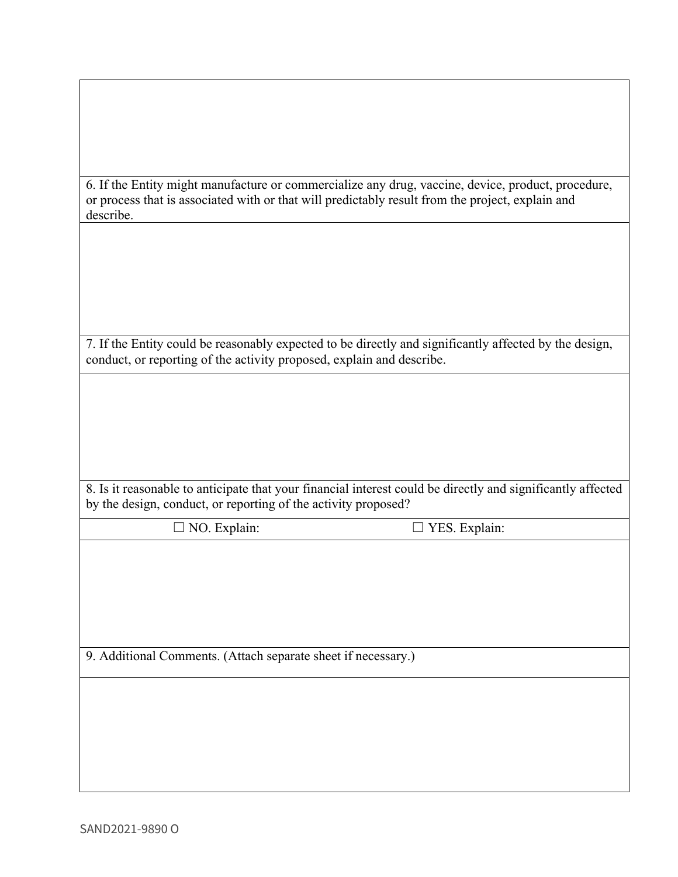6. If the Entity might manufacture or commercialize any drug, vaccine, device, product, procedure, or process that is associated with or that will predictably result from the project, explain and describe.

7. If the Entity could be reasonably expected to be directly and significantly affected by the design, conduct, or reporting of the activity proposed, explain and describe.

8. Is it reasonable to anticipate that your financial interest could be directly and significantly affected by the design, conduct, or reporting of the activity proposed?

☐ NO. Explain: ☐ YES. Explain:

9. Additional Comments. (Attach separate sheet if necessary.)

SAND2021-9890 O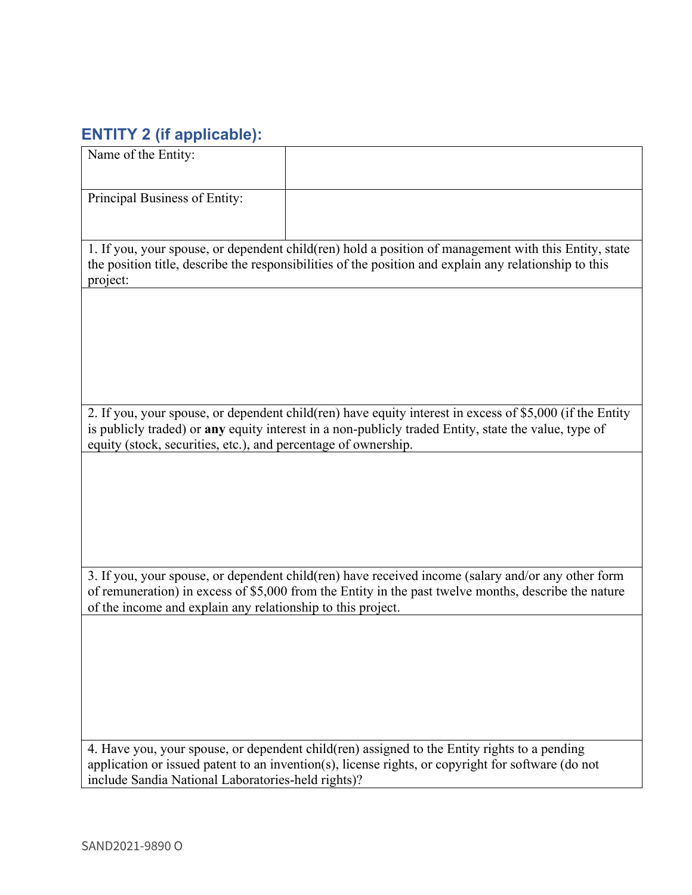## ENTITY 2 (if applicable):

| Name of the Entity: | |
|---|---|
| Principal Business of Entity: | |

| 1. If you, your spouse, or dependent child(ren) hold a position of management with this Entity, state the position title, describe the responsibilities of the position and explain any relationship to this project: |
|---|
| |
| 2. If you, your spouse, or dependent child(ren) have equity interest in excess of $5,000 (if the Entity is publicly traded) or **any** equity interest in a non-publicly traded Entity, state the value, type of equity (stock, securities, etc.), and percentage of ownership. |
| |
| 3. If you, your spouse, or dependent child(ren) have received income (salary and/or any other form of remuneration) in excess of $5,000 from the Entity in the past twelve months, describe the nature of the income and explain any relationship to this project. |
| |
| 4. Have you, your spouse, or dependent child(ren) assigned to the Entity rights to a pending application or issued patent to an invention(s), license rights, or copyright for software (do not include Sandia National Laboratories-held rights)? |

SAND2021-9890 O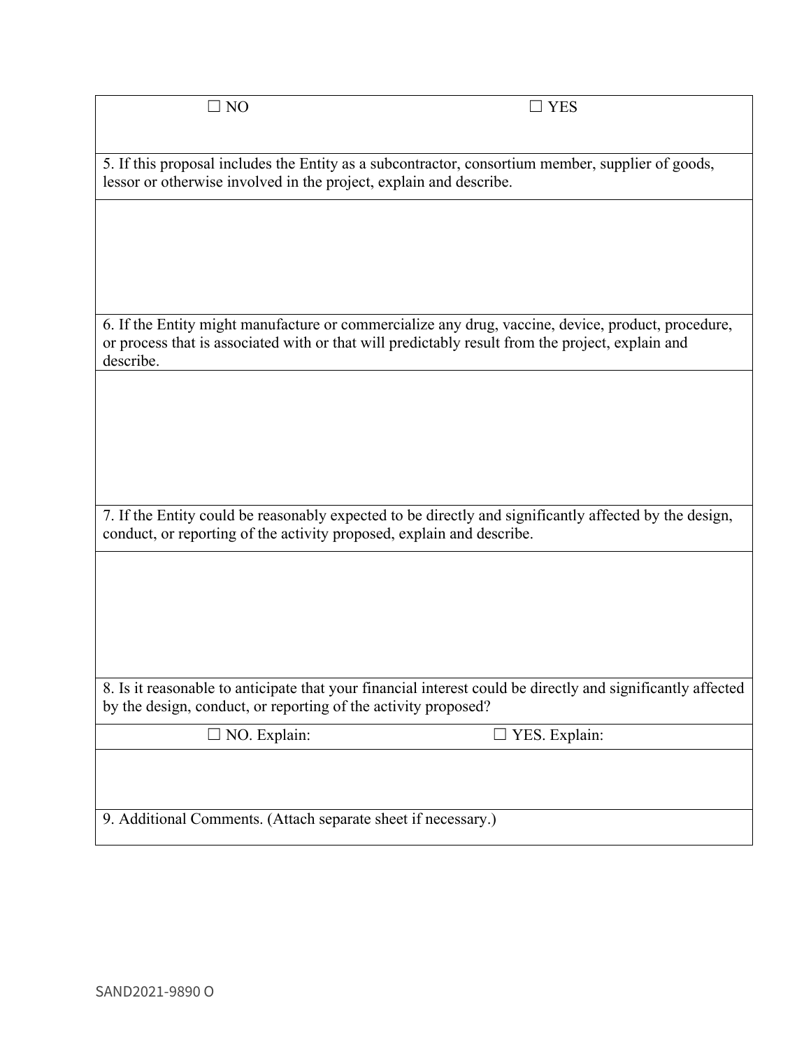☐ NO ☐ YES

5. If this proposal includes the Entity as a subcontractor, consortium member, supplier of goods, lessor or otherwise involved in the project, explain and describe.

6. If the Entity might manufacture or commercialize any drug, vaccine, device, product, procedure, or process that is associated with or that will predictably result from the project, explain and describe.

7. If the Entity could be reasonably expected to be directly and significantly affected by the design, conduct, or reporting of the activity proposed, explain and describe.

8. Is it reasonable to anticipate that your financial interest could be directly and significantly affected by the design, conduct, or reporting of the activity proposed?

☐ NO. Explain: ☐ YES. Explain:

9. Additional Comments. (Attach separate sheet if necessary.)

SAND2021-9890 O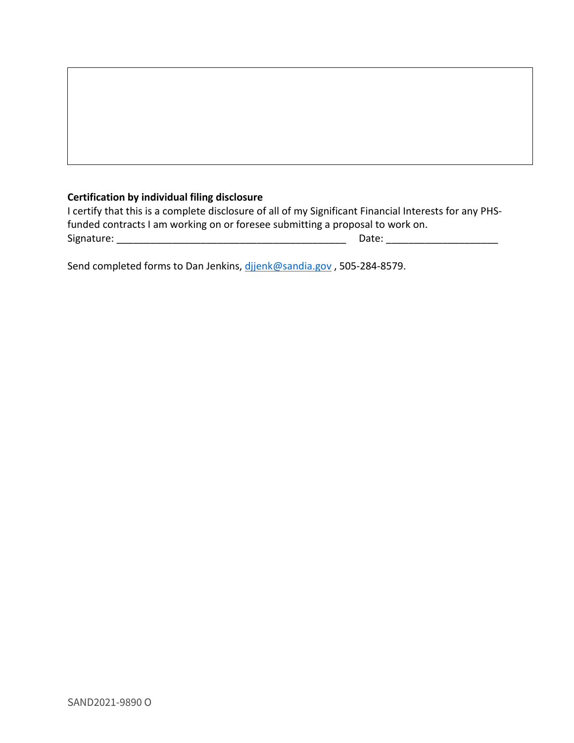**Certification by individual filing disclosure**

I certify that this is a complete disclosure of all of my Significant Financial Interests for any PHS-funded contracts I am working on or foresee submitting a proposal to work on.

Signature: ________________________________________ Date: ___________________

Send completed forms to Dan Jenkins, djjenk@sandia.gov , 505-284-8579.

SAND2021-9890 O